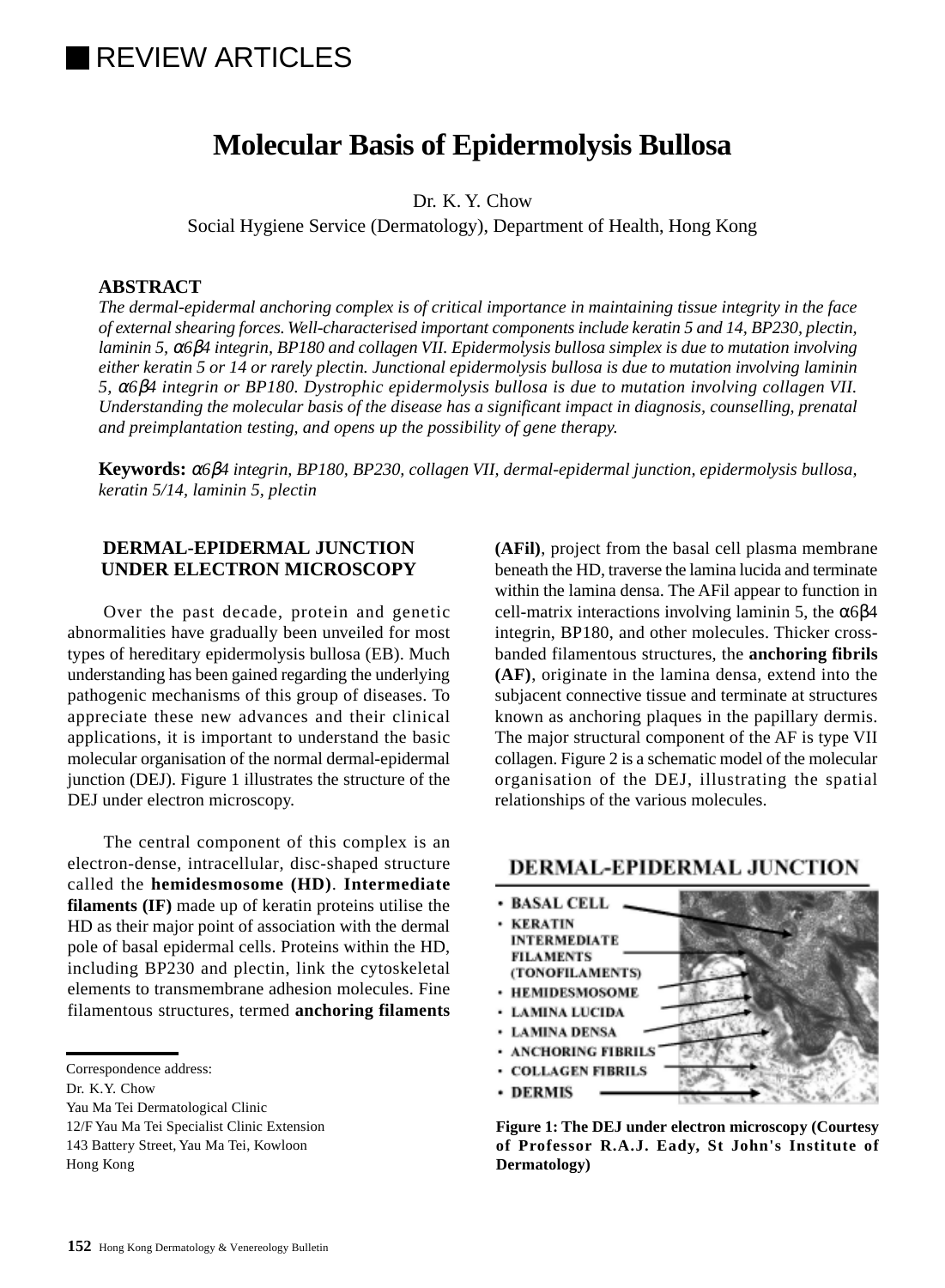REVIEW ARTICLES

# Molecular Basis of Epidermolysis Bullosa

Dr. K. Y. Chow
Social Hygiene Service (Dermatology), Department of Health, Hong Kong

## ABSTRACT

*The dermal-epidermal anchoring complex is of critical importance in maintaining tissue integrity in the face of external shearing forces. Well-characterised important components include keratin 5 and 14, BP230, plectin, laminin 5, α6β4 integrin, BP180 and collagen VII. Epidermolysis bullosa simplex is due to mutation involving either keratin 5 or 14 or rarely plectin. Junctional epidermolysis bullosa is due to mutation involving laminin 5, α6β4 integrin or BP180. Dystrophic epidermolysis bullosa is due to mutation involving collagen VII. Understanding the molecular basis of the disease has a significant impact in diagnosis, counselling, prenatal and preimplantation testing, and opens up the possibility of gene therapy.*

**Keywords:** *α6β4 integrin, BP180, BP230, collagen VII, dermal-epidermal junction, epidermolysis bullosa, keratin 5/14, laminin 5, plectin*

## DERMAL-EPIDERMAL JUNCTION UNDER ELECTRON MICROSCOPY

Over the past decade, protein and genetic abnormalities have gradually been unveiled for most types of hereditary epidermolysis bullosa (EB). Much understanding has been gained regarding the underlying pathogenic mechanisms of this group of diseases. To appreciate these new advances and their clinical applications, it is important to understand the basic molecular organisation of the normal dermal-epidermal junction (DEJ). Figure 1 illustrates the structure of the DEJ under electron microscopy.

The central component of this complex is an electron-dense, intracellular, disc-shaped structure called the **hemidesmosome (HD)**. **Intermediate filaments (IF)** made up of keratin proteins utilise the HD as their major point of association with the dermal pole of basal epidermal cells. Proteins within the HD, including BP230 and plectin, link the cytoskeletal elements to transmembrane adhesion molecules. Fine filamentous structures, termed **anchoring filaments (AFil)**, project from the basal cell plasma membrane beneath the HD, traverse the lamina lucida and terminate within the lamina densa. The AFil appear to function in cell-matrix interactions involving laminin 5, the α6β4 integrin, BP180, and other molecules. Thicker cross-banded filamentous structures, the **anchoring fibrils (AF)**, originate in the lamina densa, extend into the subjacent connective tissue and terminate at structures known as anchoring plaques in the papillary dermis. The major structural component of the AF is type VII collagen. Figure 2 is a schematic model of the molecular organisation of the DEJ, illustrating the spatial relationships of the various molecules.

DERMAL-EPIDERMAL JUNCTION

- BASAL CELL
- KERATIN INTERMEDIATE FILAMENTS (TONOFILAMENTS)
- HEMIDESMOSOME
- LAMINA LUCIDA
- LAMINA DENSA
- ANCHORING FIBRILS
- COLLAGEN FIBRILS
- DERMIS

**Figure 1: The DEJ under electron microscopy (Courtesy of Professor R.A.J. Eady, St John's Institute of Dermatology)**

Correspondence address:
Dr. K.Y. Chow
Yau Ma Tei Dermatological Clinic
12/F Yau Ma Tei Specialist Clinic Extension
143 Battery Street, Yau Ma Tei, Kowloon
Hong Kong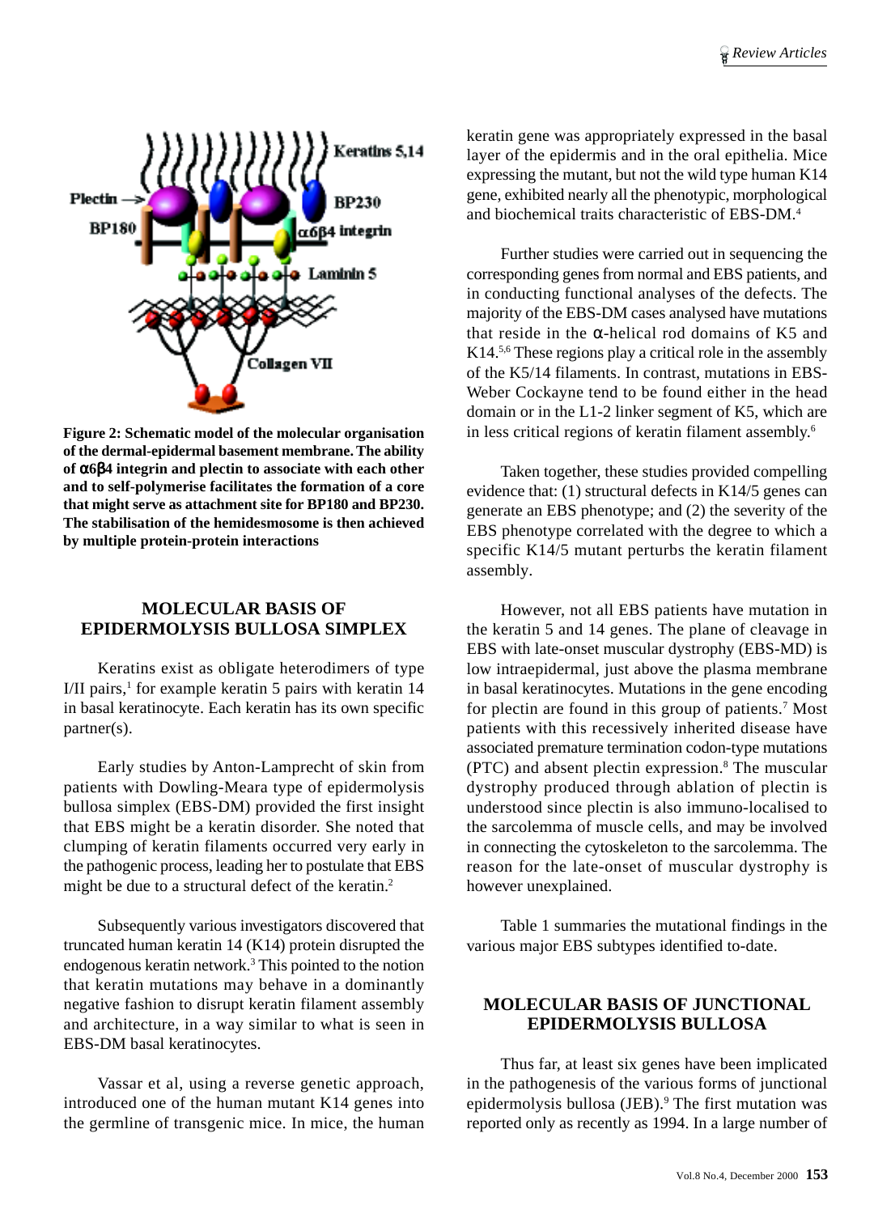**Figure 2: Schematic model of the molecular organisation of the dermal-epidermal basement membrane. The ability of α6β4 integrin and plectin to associate with each other and to self-polymerise facilitates the formation of a core that might serve as attachment site for BP180 and BP230. The stabilisation of the hemidesmosome is then achieved by multiple protein-protein interactions**

## MOLECULAR BASIS OF EPIDERMOLYSIS BULLOSA SIMPLEX

Keratins exist as obligate heterodimers of type I/II pairs,[1] for example keratin 5 pairs with keratin 14 in basal keratinocyte. Each keratin has its own specific partner(s).

Early studies by Anton-Lamprecht of skin from patients with Dowling-Meara type of epidermolysis bullosa simplex (EBS-DM) provided the first insight that EBS might be a keratin disorder. She noted that clumping of keratin filaments occurred very early in the pathogenic process, leading her to postulate that EBS might be due to a structural defect of the keratin.[2]

Subsequently various investigators discovered that truncated human keratin 14 (K14) protein disrupted the endogenous keratin network.[3] This pointed to the notion that keratin mutations may behave in a dominantly negative fashion to disrupt keratin filament assembly and architecture, in a way similar to what is seen in EBS-DM basal keratinocytes.

Vassar et al, using a reverse genetic approach, introduced one of the human mutant K14 genes into the germline of transgenic mice. In mice, the human keratin gene was appropriately expressed in the basal layer of the epidermis and in the oral epithelia. Mice expressing the mutant, but not the wild type human K14 gene, exhibited nearly all the phenotypic, morphological and biochemical traits characteristic of EBS-DM.[4]

Further studies were carried out in sequencing the corresponding genes from normal and EBS patients, and in conducting functional analyses of the defects. The majority of the EBS-DM cases analysed have mutations that reside in the α-helical rod domains of K5 and K14.[5,6] These regions play a critical role in the assembly of the K5/14 filaments. In contrast, mutations in EBS-Weber Cockayne tend to be found either in the head domain or in the L1-2 linker segment of K5, which are in less critical regions of keratin filament assembly.[6]

Taken together, these studies provided compelling evidence that: (1) structural defects in K14/5 genes can generate an EBS phenotype; and (2) the severity of the EBS phenotype correlated with the degree to which a specific K14/5 mutant perturbs the keratin filament assembly.

However, not all EBS patients have mutation in the keratin 5 and 14 genes. The plane of cleavage in EBS with late-onset muscular dystrophy (EBS-MD) is low intraepidermal, just above the plasma membrane in basal keratinocytes. Mutations in the gene encoding for plectin are found in this group of patients.[7] Most patients with this recessively inherited disease have associated premature termination codon-type mutations (PTC) and absent plectin expression.[8] The muscular dystrophy produced through ablation of plectin is understood since plectin is also immuno-localised to the sarcolemma of muscle cells, and may be involved in connecting the cytoskeleton to the sarcolemma. The reason for the late-onset of muscular dystrophy is however unexplained.

Table 1 summaries the mutational findings in the various major EBS subtypes identified to-date.

## MOLECULAR BASIS OF JUNCTIONAL EPIDERMOLYSIS BULLOSA

Thus far, at least six genes have been implicated in the pathogenesis of the various forms of junctional epidermolysis bullosa (JEB).[9] The first mutation was reported only as recently as 1994. In a large number of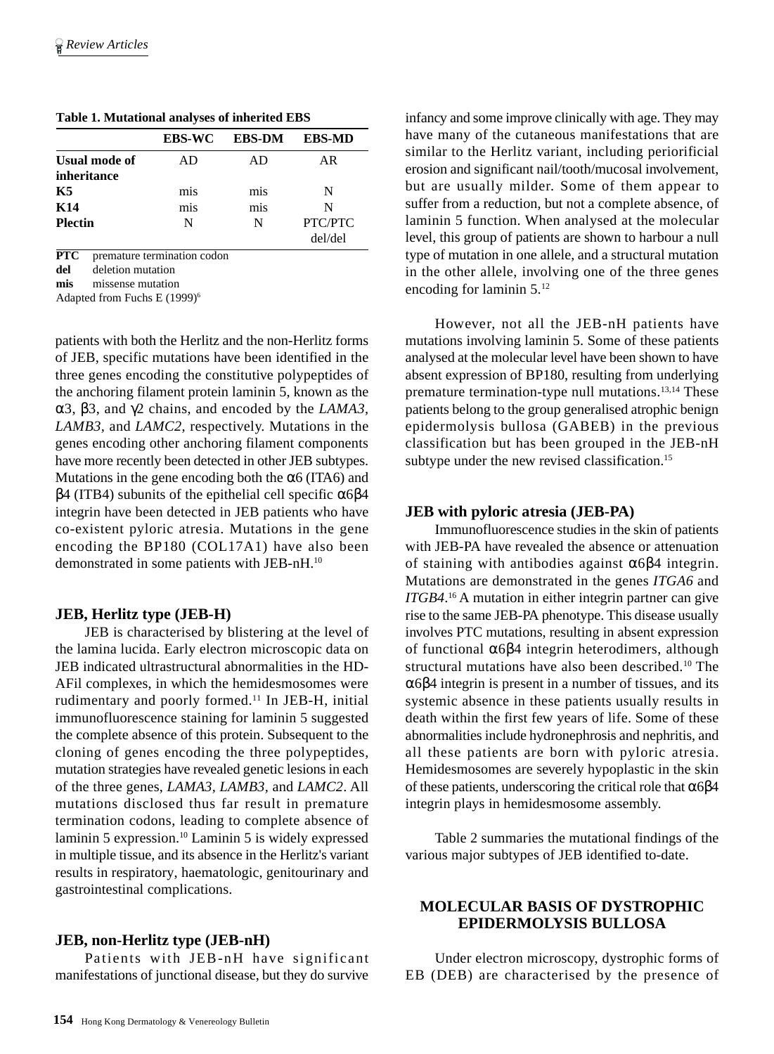**Table 1. Mutational analyses of inherited EBS**

| | EBS-WC | EBS-DM | EBS-MD |
|---|---|---|---|
| **Usual mode of inheritance** | AD | AD | AR |
| **K5** | mis | mis | N |
| **K14** | mis | mis | N |
| **Plectin** | N | N | PTC/PTC del/del |

**PTC** premature termination codon
**del** deletion mutation
**mis** missense mutation
Adapted from Fuchs E (1999)[6]

patients with both the Herlitz and the non-Herlitz forms of JEB, specific mutations have been identified in the three genes encoding the constitutive polypeptides of the anchoring filament protein laminin 5, known as the α3, β3, and γ2 chains, and encoded by the *LAMA3*, *LAMB3*, and *LAMC2*, respectively. Mutations in the genes encoding other anchoring filament components have more recently been detected in other JEB subtypes. Mutations in the gene encoding both the α6 (ITA6) and β4 (ITB4) subunits of the epithelial cell specific α6β4 integrin have been detected in JEB patients who have co-existent pyloric atresia. Mutations in the gene encoding the BP180 (COL17A1) have also been demonstrated in some patients with JEB-nH.[10]

### JEB, Herlitz type (JEB-H)

JEB is characterised by blistering at the level of the lamina lucida. Early electron microscopic data on JEB indicated ultrastructural abnormalities in the HD-AFil complexes, in which the hemidesmosomes were rudimentary and poorly formed.[11] In JEB-H, initial immunofluorescence staining for laminin 5 suggested the complete absence of this protein. Subsequent to the cloning of genes encoding the three polypeptides, mutation strategies have revealed genetic lesions in each of the three genes, *LAMA3*, *LAMB3*, and *LAMC2*. All mutations disclosed thus far result in premature termination codons, leading to complete absence of laminin 5 expression.[10] Laminin 5 is widely expressed in multiple tissue, and its absence in the Herlitz's variant results in respiratory, haematologic, genitourinary and gastrointestinal complications.

### JEB, non-Herlitz type (JEB-nH)

Patients with JEB-nH have significant manifestations of junctional disease, but they do survive infancy and some improve clinically with age. They may have many of the cutaneous manifestations that are similar to the Herlitz variant, including periorificial erosion and significant nail/tooth/mucosal involvement, but are usually milder. Some of them appear to suffer from a reduction, but not a complete absence, of laminin 5 function. When analysed at the molecular level, this group of patients are shown to harbour a null type of mutation in one allele, and a structural mutation in the other allele, involving one of the three genes encoding for laminin 5.[12]

However, not all the JEB-nH patients have mutations involving laminin 5. Some of these patients analysed at the molecular level have been shown to have absent expression of BP180, resulting from underlying premature termination-type null mutations.[13,14] These patients belong to the group generalised atrophic benign epidermolysis bullosa (GABEB) in the previous classification but has been grouped in the JEB-nH subtype under the new revised classification.[15]

### JEB with pyloric atresia (JEB-PA)

Immunofluorescence studies in the skin of patients with JEB-PA have revealed the absence or attenuation of staining with antibodies against α6β4 integrin. Mutations are demonstrated in the genes *ITGA6* and *ITGB4*.[16] A mutation in either integrin partner can give rise to the same JEB-PA phenotype. This disease usually involves PTC mutations, resulting in absent expression of functional α6β4 integrin heterodimers, although structural mutations have also been described.[10] The α6β4 integrin is present in a number of tissues, and its systemic absence in these patients usually results in death within the first few years of life. Some of these abnormalities include hydronephrosis and nephritis, and all these patients are born with pyloric atresia. Hemidesmosomes are severely hypoplastic in the skin of these patients, underscoring the critical role that α6β4 integrin plays in hemidesmosome assembly.

Table 2 summaries the mutational findings of the various major subtypes of JEB identified to-date.

## MOLECULAR BASIS OF DYSTROPHIC EPIDERMOLYSIS BULLOSA

Under electron microscopy, dystrophic forms of EB (DEB) are characterised by the presence of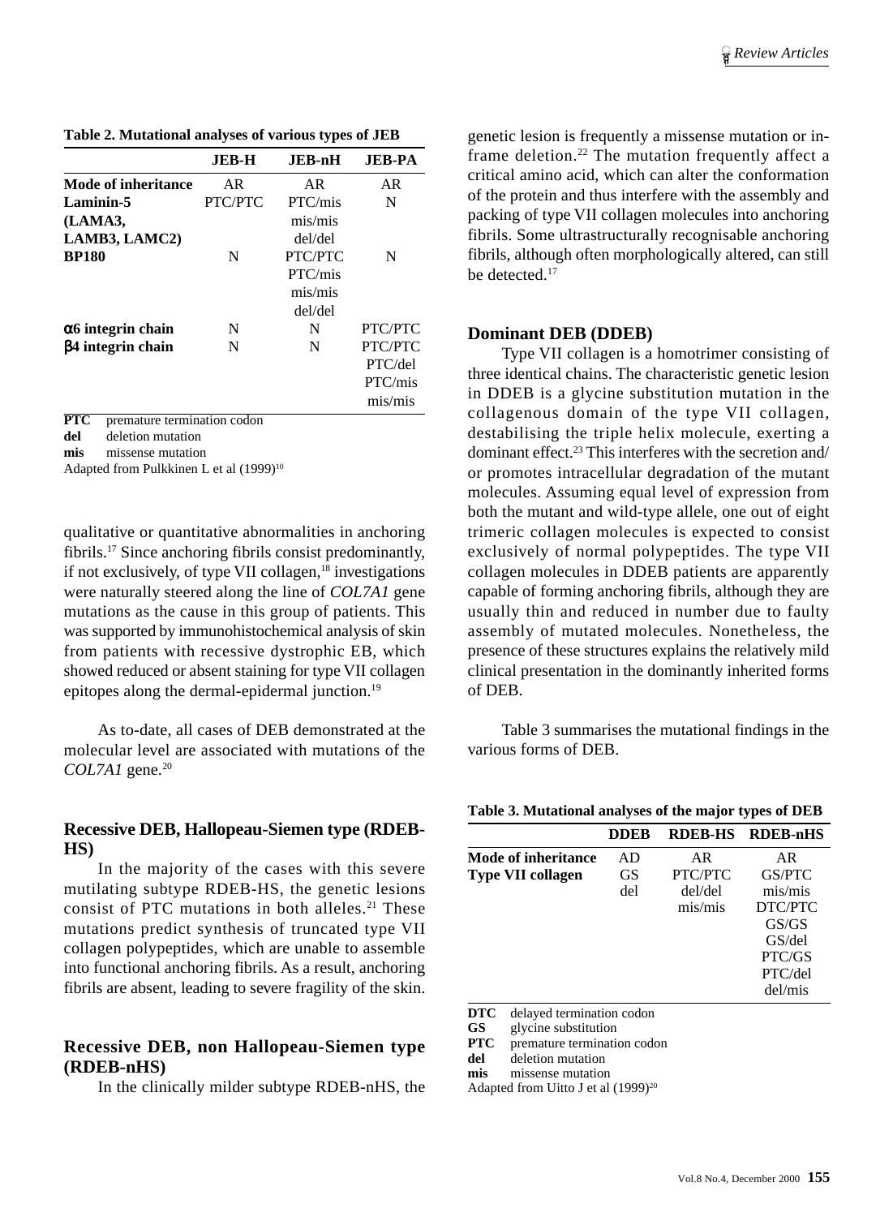**Table 2. Mutational analyses of various types of JEB**

| | JEB-H | JEB-nH | JEB-PA |
|---|---|---|---|
| **Mode of inheritance** | AR | AR | AR |
| **Laminin-5 (LAMA3, LAMB3, LAMC2)** | PTC/PTC | PTC/mis<br>mis/mis<br>del/del | N |
| **BP180** | N | PTC/PTC<br>PTC/mis<br>mis/mis<br>del/del | N |
| **α6 integrin chain** | N | N | PTC/PTC |
| **β4 integrin chain** | N | N | PTC/PTC<br>PTC/del<br>PTC/mis<br>mis/mis |

**PTC** premature termination codon
**del** deletion mutation
**mis** missense mutation
Adapted from Pulkkinen L et al (1999)[10]

qualitative or quantitative abnormalities in anchoring fibrils.[17] Since anchoring fibrils consist predominantly, if not exclusively, of type VII collagen,[18] investigations were naturally steered along the line of *COL7A1* gene mutations as the cause in this group of patients. This was supported by immunohistochemical analysis of skin from patients with recessive dystrophic EB, which showed reduced or absent staining for type VII collagen epitopes along the dermal-epidermal junction.[19]

As to-date, all cases of DEB demonstrated at the molecular level are associated with mutations of the *COL7A1* gene.[20]

## Recessive DEB, Hallopeau-Siemen type (RDEB-HS)

In the majority of the cases with this severe mutilating subtype RDEB-HS, the genetic lesions consist of PTC mutations in both alleles.[21] These mutations predict synthesis of truncated type VII collagen polypeptides, which are unable to assemble into functional anchoring fibrils. As a result, anchoring fibrils are absent, leading to severe fragility of the skin.

## Recessive DEB, non Hallopeau-Siemen type (RDEB-nHS)

In the clinically milder subtype RDEB-nHS, the genetic lesion is frequently a missense mutation or in-frame deletion.[22] The mutation frequently affect a critical amino acid, which can alter the conformation of the protein and thus interfere with the assembly and packing of type VII collagen molecules into anchoring fibrils. Some ultrastructurally recognisable anchoring fibrils, although often morphologically altered, can still be detected.[17]

## Dominant DEB (DDEB)

Type VII collagen is a homotrimer consisting of three identical chains. The characteristic genetic lesion in DDEB is a glycine substitution mutation in the collagenous domain of the type VII collagen, destabilising the triple helix molecule, exerting a dominant effect.[23] This interferes with the secretion and/or promotes intracellular degradation of the mutant molecules. Assuming equal level of expression from both the mutant and wild-type allele, one out of eight trimeric collagen molecules is expected to consist exclusively of normal polypeptides. The type VII collagen molecules in DDEB patients are apparently capable of forming anchoring fibrils, although they are usually thin and reduced in number due to faulty assembly of mutated molecules. Nonetheless, the presence of these structures explains the relatively mild clinical presentation in the dominantly inherited forms of DEB.

Table 3 summarises the mutational findings in the various forms of DEB.

**Table 3. Mutational analyses of the major types of DEB**

| | DDEB | RDEB-HS | RDEB-nHS |
|---|---|---|---|
| **Mode of inheritance** | AD | AR | AR |
| **Type VII collagen** | GS<br>del | PTC/PTC<br>del/del<br>mis/mis | GS/PTC<br>mis/mis<br>DTC/PTC<br>GS/GS<br>GS/del<br>PTC/GS<br>PTC/del<br>del/mis |

**DTC** delayed termination codon
**GS** glycine substitution
**PTC** premature termination codon
**del** deletion mutation
**mis** missense mutation
Adapted from Uitto J et al (1999)[20]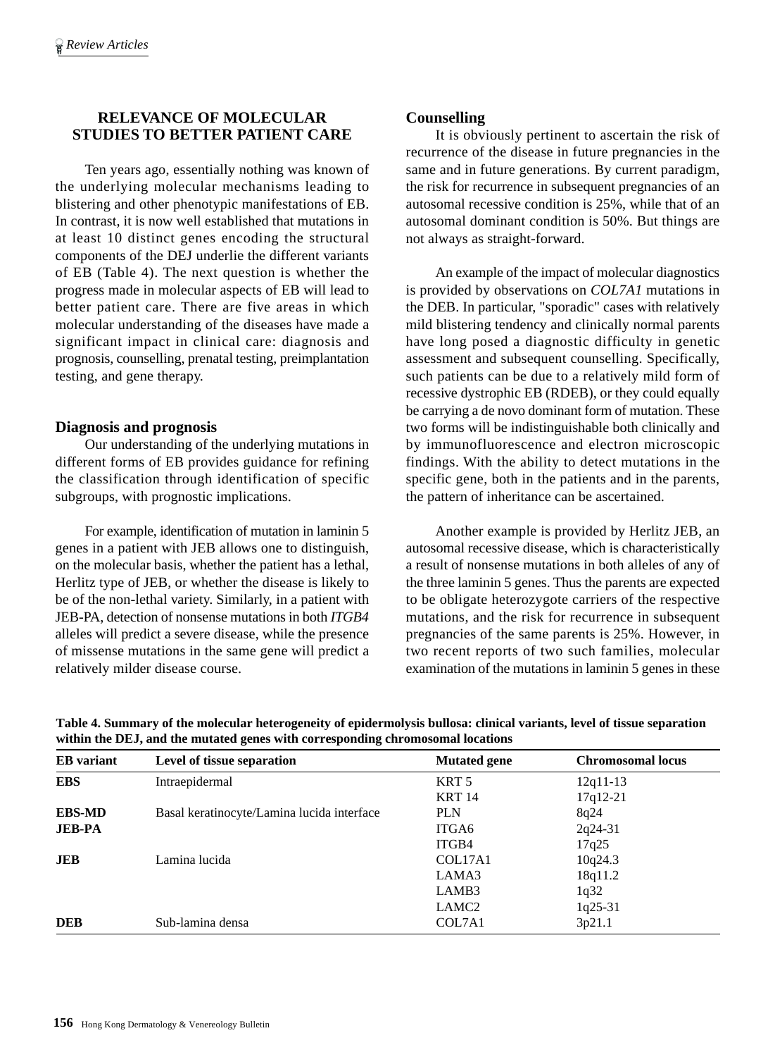## RELEVANCE OF MOLECULAR STUDIES TO BETTER PATIENT CARE

Ten years ago, essentially nothing was known of the underlying molecular mechanisms leading to blistering and other phenotypic manifestations of EB. In contrast, it is now well established that mutations in at least 10 distinct genes encoding the structural components of the DEJ underlie the different variants of EB (Table 4). The next question is whether the progress made in molecular aspects of EB will lead to better patient care. There are five areas in which molecular understanding of the diseases have made a significant impact in clinical care: diagnosis and prognosis, counselling, prenatal testing, preimplantation testing, and gene therapy.

### Diagnosis and prognosis

Our understanding of the underlying mutations in different forms of EB provides guidance for refining the classification through identification of specific subgroups, with prognostic implications.

For example, identification of mutation in laminin 5 genes in a patient with JEB allows one to distinguish, on the molecular basis, whether the patient has a lethal, Herlitz type of JEB, or whether the disease is likely to be of the non-lethal variety. Similarly, in a patient with JEB-PA, detection of nonsense mutations in both *ITGB4* alleles will predict a severe disease, while the presence of missense mutations in the same gene will predict a relatively milder disease course.

### Counselling

It is obviously pertinent to ascertain the risk of recurrence of the disease in future pregnancies in the same and in future generations. By current paradigm, the risk for recurrence in subsequent pregnancies of an autosomal recessive condition is 25%, while that of an autosomal dominant condition is 50%. But things are not always as straight-forward.

An example of the impact of molecular diagnostics is provided by observations on *COL7A1* mutations in the DEB. In particular, "sporadic" cases with relatively mild blistering tendency and clinically normal parents have long posed a diagnostic difficulty in genetic assessment and subsequent counselling. Specifically, such patients can be due to a relatively mild form of recessive dystrophic EB (RDEB), or they could equally be carrying a de novo dominant form of mutation. These two forms will be indistinguishable both clinically and by immunofluorescence and electron microscopic findings. With the ability to detect mutations in the specific gene, both in the patients and in the parents, the pattern of inheritance can be ascertained.

Another example is provided by Herlitz JEB, an autosomal recessive disease, which is characteristically a result of nonsense mutations in both alleles of any of the three laminin 5 genes. Thus the parents are expected to be obligate heterozygote carriers of the respective mutations, and the risk for recurrence in subsequent pregnancies of the same parents is 25%. However, in two recent reports of two such families, molecular examination of the mutations in laminin 5 genes in these

**Table 4. Summary of the molecular heterogeneity of epidermolysis bullosa: clinical variants, level of tissue separation within the DEJ, and the mutated genes with corresponding chromosomal locations**

| EB variant | Level of tissue separation | Mutated gene | Chromosomal locus |
|---|---|---|---|
| **EBS** | Intraepidermal | KRT 5 | 12q11-13 |
| | | KRT 14 | 17q12-21 |
| **EBS-MD** | Basal keratinocyte/Lamina lucida interface | PLN | 8q24 |
| **JEB-PA** | | ITGA6 | 2q24-31 |
| | | ITGB4 | 17q25 |
| **JEB** | Lamina lucida | COL17A1 | 10q24.3 |
| | | LAMA3 | 18q11.2 |
| | | LAMB3 | 1q32 |
| | | LAMC2 | 1q25-31 |
| **DEB** | Sub-lamina densa | COL7A1 | 3p21.1 |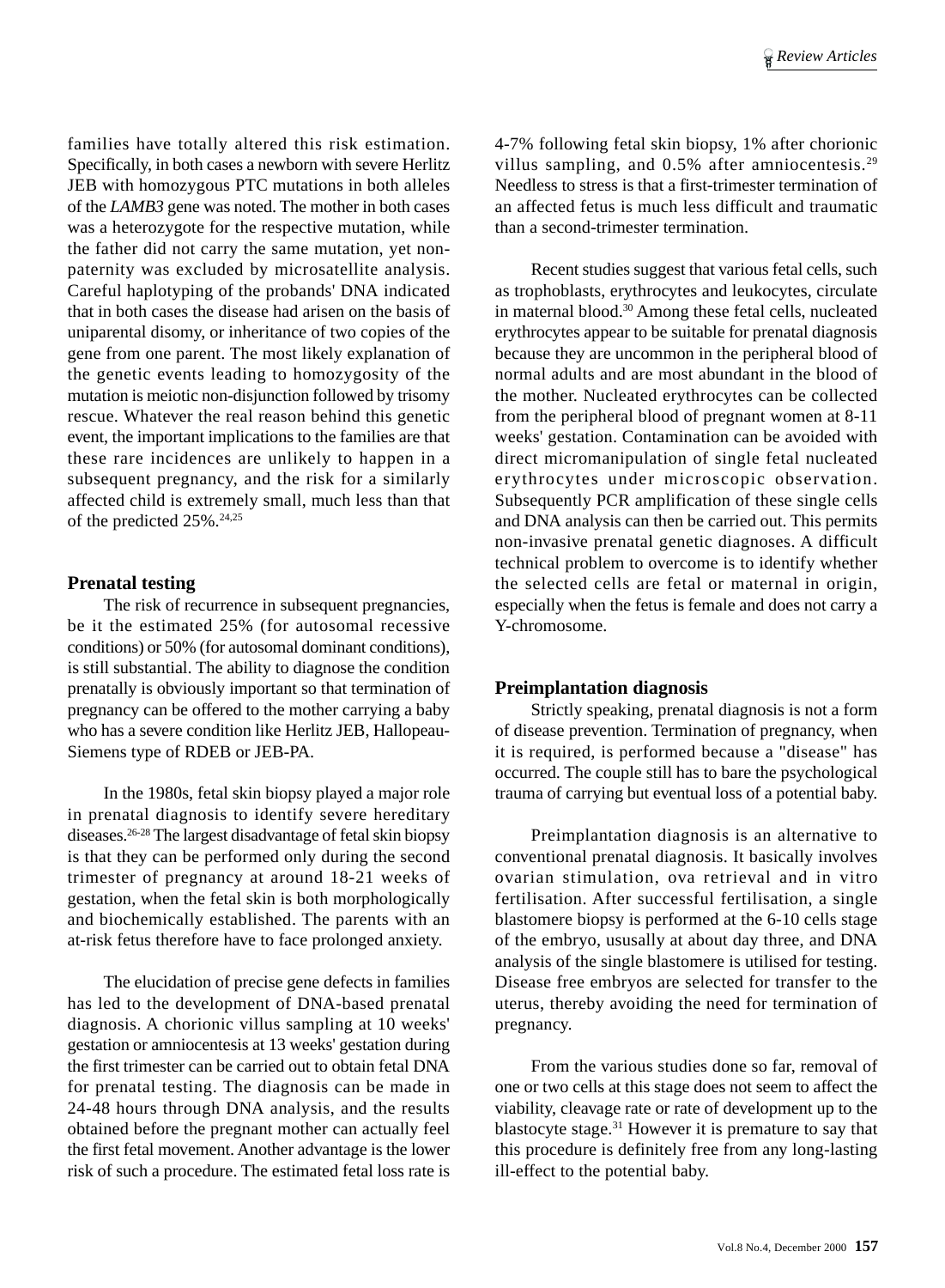families have totally altered this risk estimation. Specifically, in both cases a newborn with severe Herlitz JEB with homozygous PTC mutations in both alleles of the *LAMB3* gene was noted. The mother in both cases was a heterozygote for the respective mutation, while the father did not carry the same mutation, yet non-paternity was excluded by microsatellite analysis. Careful haplotyping of the probands' DNA indicated that in both cases the disease had arisen on the basis of uniparental disomy, or inheritance of two copies of the gene from one parent. The most likely explanation of the genetic events leading to homozygosity of the mutation is meiotic non-disjunction followed by trisomy rescue. Whatever the real reason behind this genetic event, the important implications to the families are that these rare incidences are unlikely to happen in a subsequent pregnancy, and the risk for a similarly affected child is extremely small, much less than that of the predicted 25%.[24,25]

### Prenatal testing

The risk of recurrence in subsequent pregnancies, be it the estimated 25% (for autosomal recessive conditions) or 50% (for autosomal dominant conditions), is still substantial. The ability to diagnose the condition prenatally is obviously important so that termination of pregnancy can be offered to the mother carrying a baby who has a severe condition like Herlitz JEB, Hallopeau-Siemens type of RDEB or JEB-PA.

In the 1980s, fetal skin biopsy played a major role in prenatal diagnosis to identify severe hereditary diseases.[26-28] The largest disadvantage of fetal skin biopsy is that they can be performed only during the second trimester of pregnancy at around 18-21 weeks of gestation, when the fetal skin is both morphologically and biochemically established. The parents with an at-risk fetus therefore have to face prolonged anxiety.

The elucidation of precise gene defects in families has led to the development of DNA-based prenatal diagnosis. A chorionic villus sampling at 10 weeks' gestation or amniocentesis at 13 weeks' gestation during the first trimester can be carried out to obtain fetal DNA for prenatal testing. The diagnosis can be made in 24-48 hours through DNA analysis, and the results obtained before the pregnant mother can actually feel the first fetal movement. Another advantage is the lower risk of such a procedure. The estimated fetal loss rate is 4-7% following fetal skin biopsy, 1% after chorionic villus sampling, and 0.5% after amniocentesis.[29] Needless to stress is that a first-trimester termination of an affected fetus is much less difficult and traumatic than a second-trimester termination.

Recent studies suggest that various fetal cells, such as trophoblasts, erythrocytes and leukocytes, circulate in maternal blood.[30] Among these fetal cells, nucleated erythrocytes appear to be suitable for prenatal diagnosis because they are uncommon in the peripheral blood of normal adults and are most abundant in the blood of the mother. Nucleated erythrocytes can be collected from the peripheral blood of pregnant women at 8-11 weeks' gestation. Contamination can be avoided with direct micromanipulation of single fetal nucleated erythrocytes under microscopic observation. Subsequently PCR amplification of these single cells and DNA analysis can then be carried out. This permits non-invasive prenatal genetic diagnoses. A difficult technical problem to overcome is to identify whether the selected cells are fetal or maternal in origin, especially when the fetus is female and does not carry a Y-chromosome.

### Preimplantation diagnosis

Strictly speaking, prenatal diagnosis is not a form of disease prevention. Termination of pregnancy, when it is required, is performed because a "disease" has occurred. The couple still has to bare the psychological trauma of carrying but eventual loss of a potential baby.

Preimplantation diagnosis is an alternative to conventional prenatal diagnosis. It basically involves ovarian stimulation, ova retrieval and in vitro fertilisation. After successful fertilisation, a single blastomere biopsy is performed at the 6-10 cells stage of the embryo, ususally at about day three, and DNA analysis of the single blastomere is utilised for testing. Disease free embryos are selected for transfer to the uterus, thereby avoiding the need for termination of pregnancy.

From the various studies done so far, removal of one or two cells at this stage does not seem to affect the viability, cleavage rate or rate of development up to the blastocyte stage.[31] However it is premature to say that this procedure is definitely free from any long-lasting ill-effect to the potential baby.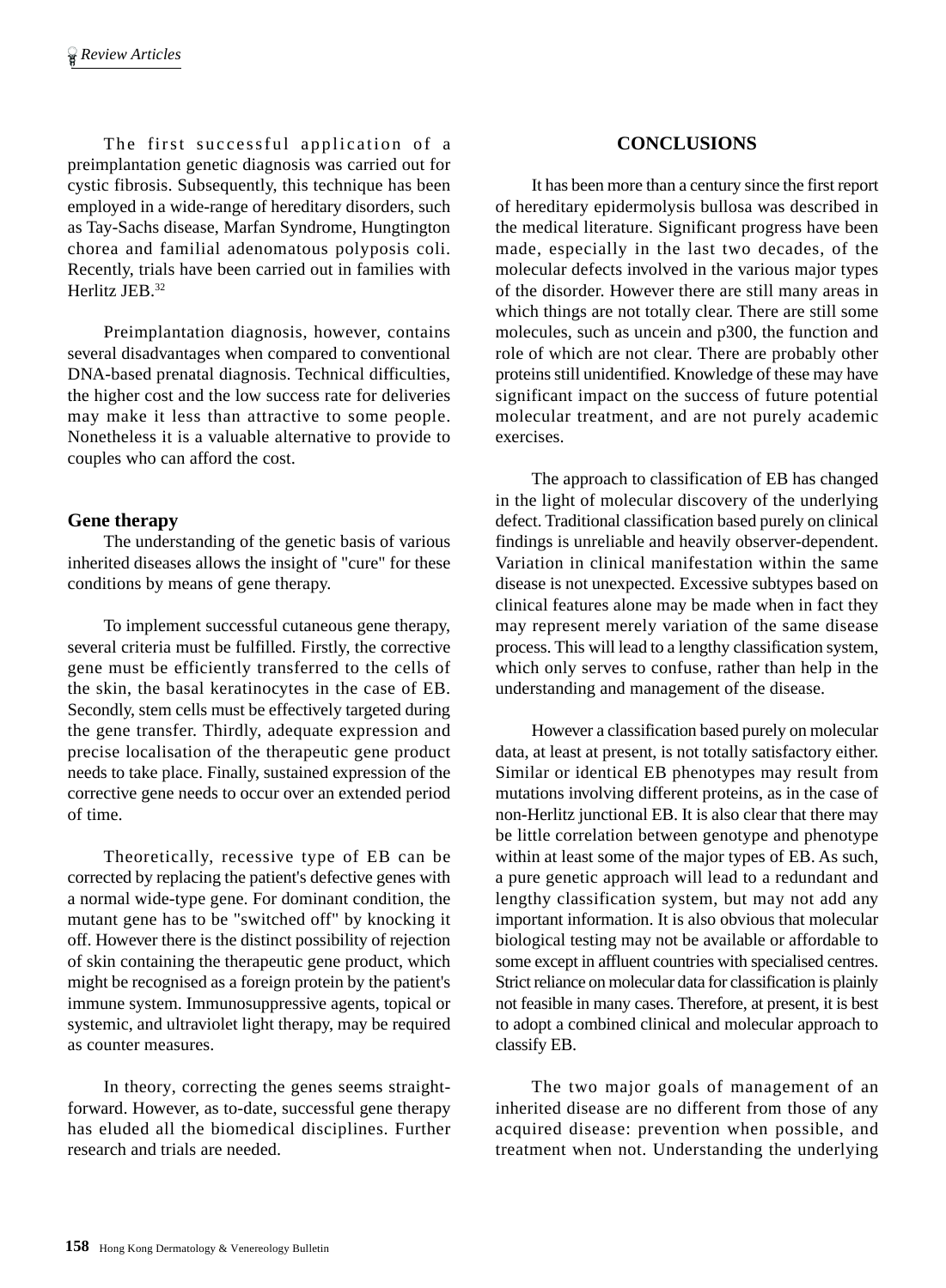The first successful application of a preimplantation genetic diagnosis was carried out for cystic fibrosis. Subsequently, this technique has been employed in a wide-range of hereditary disorders, such as Tay-Sachs disease, Marfan Syndrome, Hungtington chorea and familial adenomatous polyposis coli. Recently, trials have been carried out in families with Herlitz JEB.[32]

Preimplantation diagnosis, however, contains several disadvantages when compared to conventional DNA-based prenatal diagnosis. Technical difficulties, the higher cost and the low success rate for deliveries may make it less than attractive to some people. Nonetheless it is a valuable alternative to provide to couples who can afford the cost.

## Gene therapy

The understanding of the genetic basis of various inherited diseases allows the insight of "cure" for these conditions by means of gene therapy.

To implement successful cutaneous gene therapy, several criteria must be fulfilled. Firstly, the corrective gene must be efficiently transferred to the cells of the skin, the basal keratinocytes in the case of EB. Secondly, stem cells must be effectively targeted during the gene transfer. Thirdly, adequate expression and precise localisation of the therapeutic gene product needs to take place. Finally, sustained expression of the corrective gene needs to occur over an extended period of time.

Theoretically, recessive type of EB can be corrected by replacing the patient's defective genes with a normal wide-type gene. For dominant condition, the mutant gene has to be "switched off" by knocking it off. However there is the distinct possibility of rejection of skin containing the therapeutic gene product, which might be recognised as a foreign protein by the patient's immune system. Immunosuppressive agents, topical or systemic, and ultraviolet light therapy, may be required as counter measures.

In theory, correcting the genes seems straight-forward. However, as to-date, successful gene therapy has eluded all the biomedical disciplines. Further research and trials are needed.

## CONCLUSIONS

It has been more than a century since the first report of hereditary epidermolysis bullosa was described in the medical literature. Significant progress have been made, especially in the last two decades, of the molecular defects involved in the various major types of the disorder. However there are still many areas in which things are not totally clear. There are still some molecules, such as uncein and p300, the function and role of which are not clear. There are probably other proteins still unidentified. Knowledge of these may have significant impact on the success of future potential molecular treatment, and are not purely academic exercises.

The approach to classification of EB has changed in the light of molecular discovery of the underlying defect. Traditional classification based purely on clinical findings is unreliable and heavily observer-dependent. Variation in clinical manifestation within the same disease is not unexpected. Excessive subtypes based on clinical features alone may be made when in fact they may represent merely variation of the same disease process. This will lead to a lengthy classification system, which only serves to confuse, rather than help in the understanding and management of the disease.

However a classification based purely on molecular data, at least at present, is not totally satisfactory either. Similar or identical EB phenotypes may result from mutations involving different proteins, as in the case of non-Herlitz junctional EB. It is also clear that there may be little correlation between genotype and phenotype within at least some of the major types of EB. As such, a pure genetic approach will lead to a redundant and lengthy classification system, but may not add any important information. It is also obvious that molecular biological testing may not be available or affordable to some except in affluent countries with specialised centres. Strict reliance on molecular data for classification is plainly not feasible in many cases. Therefore, at present, it is best to adopt a combined clinical and molecular approach to classify EB.

The two major goals of management of an inherited disease are no different from those of any acquired disease: prevention when possible, and treatment when not. Understanding the underlying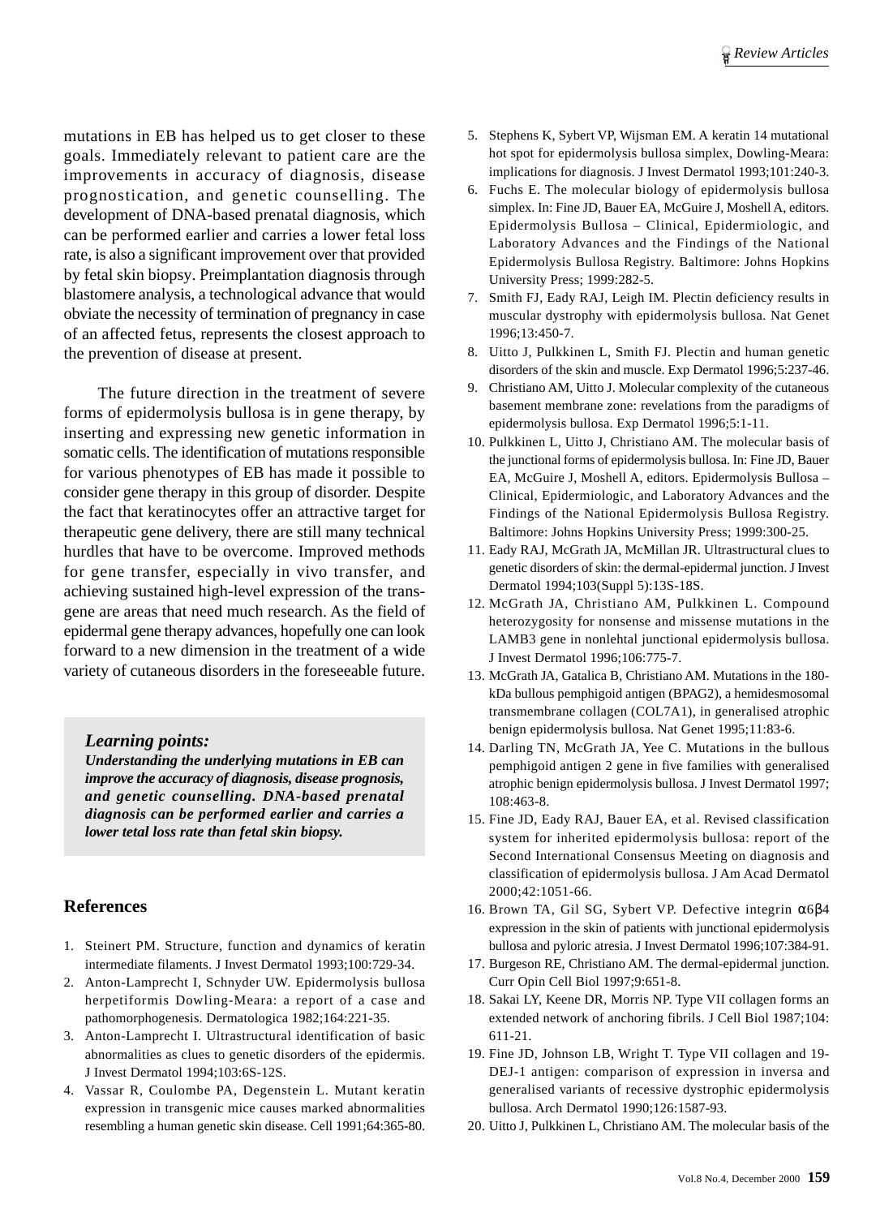mutations in EB has helped us to get closer to these goals. Immediately relevant to patient care are the improvements in accuracy of diagnosis, disease prognostication, and genetic counselling. The development of DNA-based prenatal diagnosis, which can be performed earlier and carries a lower fetal loss rate, is also a significant improvement over that provided by fetal skin biopsy. Preimplantation diagnosis through blastomere analysis, a technological advance that would obviate the necessity of termination of pregnancy in case of an affected fetus, represents the closest approach to the prevention of disease at present.

The future direction in the treatment of severe forms of epidermolysis bullosa is in gene therapy, by inserting and expressing new genetic information in somatic cells. The identification of mutations responsible for various phenotypes of EB has made it possible to consider gene therapy in this group of disorder. Despite the fact that keratinocytes offer an attractive target for therapeutic gene delivery, there are still many technical hurdles that have to be overcome. Improved methods for gene transfer, especially in vivo transfer, and achieving sustained high-level expression of the transgene are areas that need much research. As the field of epidermal gene therapy advances, hopefully one can look forward to a new dimension in the treatment of a wide variety of cutaneous disorders in the foreseeable future.

> ***Learning points:***
> ***Understanding the underlying mutations in EB can improve the accuracy of diagnosis, disease prognosis, and genetic counselling. DNA-based prenatal diagnosis can be performed earlier and carries a lower tetal loss rate than fetal skin biopsy.***

## References

1. Steinert PM. Structure, function and dynamics of keratin intermediate filaments. J Invest Dermatol 1993;100:729-34.
2. Anton-Lamprecht I, Schnyder UW. Epidermolysis bullosa herpetiformis Dowling-Meara: a report of a case and pathomorphogenesis. Dermatologica 1982;164:221-35.
3. Anton-Lamprecht I. Ultrastructural identification of basic abnormalities as clues to genetic disorders of the epidermis. J Invest Dermatol 1994;103:6S-12S.
4. Vassar R, Coulombe PA, Degenstein L. Mutant keratin expression in transgenic mice causes marked abnormalities resembling a human genetic skin disease. Cell 1991;64:365-80.
5. Stephens K, Sybert VP, Wijsman EM. A keratin 14 mutational hot spot for epidermolysis bullosa simplex, Dowling-Meara: implications for diagnosis. J Invest Dermatol 1993;101:240-3.
6. Fuchs E. The molecular biology of epidermolysis bullosa simplex. In: Fine JD, Bauer EA, McGuire J, Moshell A, editors. Epidermolysis Bullosa – Clinical, Epidermiologic, and Laboratory Advances and the Findings of the National Epidermolysis Bullosa Registry. Baltimore: Johns Hopkins University Press; 1999:282-5.
7. Smith FJ, Eady RAJ, Leigh IM. Plectin deficiency results in muscular dystrophy with epidermolysis bullosa. Nat Genet 1996;13:450-7.
8. Uitto J, Pulkkinen L, Smith FJ. Plectin and human genetic disorders of the skin and muscle. Exp Dermatol 1996;5:237-46.
9. Christiano AM, Uitto J. Molecular complexity of the cutaneous basement membrane zone: revelations from the paradigms of epidermolysis bullosa. Exp Dermatol 1996;5:1-11.
10. Pulkkinen L, Uitto J, Christiano AM. The molecular basis of the junctional forms of epidermolysis bullosa. In: Fine JD, Bauer EA, McGuire J, Moshell A, editors. Epidermolysis Bullosa – Clinical, Epidermiologic, and Laboratory Advances and the Findings of the National Epidermolysis Bullosa Registry. Baltimore: Johns Hopkins University Press; 1999:300-25.
11. Eady RAJ, McGrath JA, McMillan JR. Ultrastructural clues to genetic disorders of skin: the dermal-epidermal junction. J Invest Dermatol 1994;103(Suppl 5):13S-18S.
12. McGrath JA, Christiano AM, Pulkkinen L. Compound heterozygosity for nonsense and missense mutations in the LAMB3 gene in nonlehtal junctional epidermolysis bullosa. J Invest Dermatol 1996;106:775-7.
13. McGrath JA, Gatalica B, Christiano AM. Mutations in the 180-kDa bullous pemphigoid antigen (BPAG2), a hemidesmosomal transmembrane collagen (COL7A1), in generalised atrophic benign epidermolysis bullosa. Nat Genet 1995;11:83-6.
14. Darling TN, McGrath JA, Yee C. Mutations in the bullous pemphigoid antigen 2 gene in five families with generalised atrophic benign epidermolysis bullosa. J Invest Dermatol 1997; 108:463-8.
15. Fine JD, Eady RAJ, Bauer EA, et al. Revised classification system for inherited epidermolysis bullosa: report of the Second International Consensus Meeting on diagnosis and classification of epidermolysis bullosa. J Am Acad Dermatol 2000;42:1051-66.
16. Brown TA, Gil SG, Sybert VP. Defective integrin $\alpha 6\beta 4$ expression in the skin of patients with junctional epidermolysis bullosa and pyloric atresia. J Invest Dermatol 1996;107:384-91.
17. Burgeson RE, Christiano AM. The dermal-epidermal junction. Curr Opin Cell Biol 1997;9:651-8.
18. Sakai LY, Keene DR, Morris NP. Type VII collagen forms an extended network of anchoring fibrils. J Cell Biol 1987;104: 611-21.
19. Fine JD, Johnson LB, Wright T. Type VII collagen and 19-DEJ-1 antigen: comparison of expression in inversa and generalised variants of recessive dystrophic epidermolysis bullosa. Arch Dermatol 1990;126:1587-93.
20. Uitto J, Pulkkinen L, Christiano AM. The molecular basis of the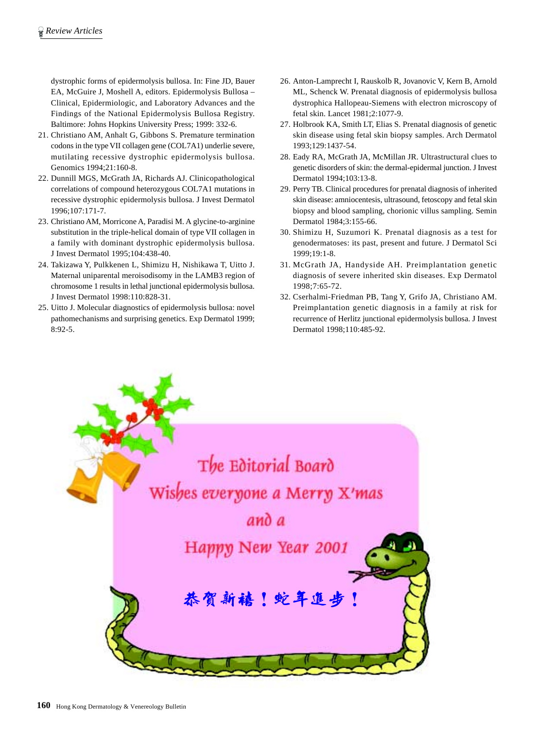dystrophic forms of epidermolysis bullosa. In: Fine JD, Bauer EA, McGuire J, Moshell A, editors. Epidermolysis Bullosa – Clinical, Epidemiologic, and Laboratory Advances and the Findings of the National Epidermolysis Bullosa Registry. Baltimore: Johns Hopkins University Press; 1999: 332-6.

21. Christiano AM, Anhalt G, Gibbons S. Premature termination codons in the type VII collagen gene (COL7A1) underlie severe, mutilating recessive dystrophic epidermolysis bullosa. Genomics 1994;21:160-8.
22. Dunnill MGS, McGrath JA, Richards AJ. Clinicopathological correlations of compound heterozygous COL7A1 mutations in recessive dystrophic epidermolysis bullosa. J Invest Dermatol 1996;107:171-7.
23. Christiano AM, Morricone A, Paradisi M. A glycine-to-arginine substitution in the triple-helical domain of type VII collagen in a family with dominant dystrophic epidermolysis bullosa. J Invest Dermatol 1995;104:438-40.
24. Takizawa Y, Pulkkenen L, Shimizu H, Nishikawa T, Uitto J. Maternal uniparental meroisodisomy in the LAMB3 region of chromosome 1 results in lethal junctional epidermolysis bullosa. J Invest Dermatol 1998:110:828-31.
25. Uitto J. Molecular diagnostics of epidermolysis bullosa: novel pathomechanisms and surprising genetics. Exp Dermatol 1999; 8:92-5.
26. Anton-Lamprecht I, Rauskolb R, Jovanovic V, Kern B, Arnold ML, Schenck W. Prenatal diagnosis of epidermolysis bullosa dystrophica Hallopeau-Siemens with electron microscopy of fetal skin. Lancet 1981;2:1077-9.
27. Holbrook KA, Smith LT, Elias S. Prenatal diagnosis of genetic skin disease using fetal skin biopsy samples. Arch Dermatol 1993;129:1437-54.
28. Eady RA, McGrath JA, McMillan JR. Ultrastructural clues to genetic disorders of skin: the dermal-epidermal junction. J Invest Dermatol 1994;103:13-8.
29. Perry TB. Clinical procedures for prenatal diagnosis of inherited skin disease: amniocentesis, ultrasound, fetoscopy and fetal skin biopsy and blood sampling, chorionic villus sampling. Semin Dermatol 1984;3:155-66.
30. Shimizu H, Suzumori K. Prenatal diagnosis as a test for genodermatoses: its past, present and future. J Dermatol Sci 1999;19:1-8.
31. McGrath JA, Handyside AH. Preimplantation genetic diagnosis of severe inherited skin diseases. Exp Dermatol 1998;7:65-72.
32. Cserhalmi-Friedman PB, Tang Y, Grifo JA, Christiano AM. Preimplantation genetic diagnosis in a family at risk for recurrence of Herlitz junctional epidermolysis bullosa. J Invest Dermatol 1998;110:485-92.

The Editorial Board
Wishes everyone a Merry X'mas
and a
Happy New Year 2001

恭賀新禧！蛇年進步！